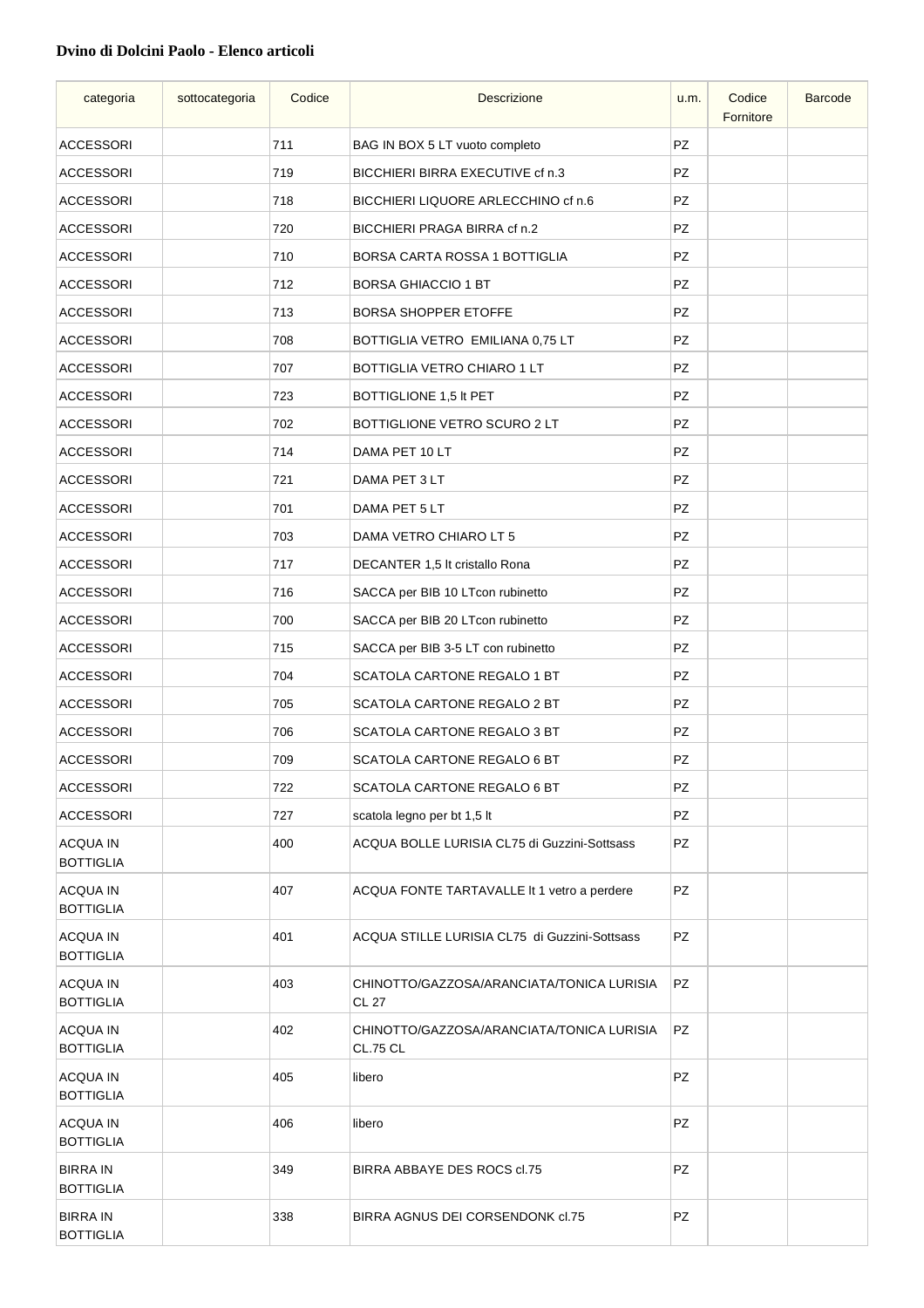**Dvino di Dolcini Paolo - Elenco articoli**

| categoria | sottocategoria | Codice | Descrizione | u.m. | Codice Fornitore | Barcode |
|---|---|---|---|---|---|---|
| ACCESSORI | | 711 | BAG IN BOX 5 LT vuoto completo | PZ | | |
| ACCESSORI | | 719 | BICCHIERI BIRRA EXECUTIVE cf n.3 | PZ | | |
| ACCESSORI | | 718 | BICCHIERI LIQUORE ARLECCHINO cf n.6 | PZ | | |
| ACCESSORI | | 720 | BICCHIERI PRAGA BIRRA cf n.2 | PZ | | |
| ACCESSORI | | 710 | BORSA CARTA ROSSA 1 BOTTIGLIA | PZ | | |
| ACCESSORI | | 712 | BORSA GHIACCIO 1 BT | PZ | | |
| ACCESSORI | | 713 | BORSA SHOPPER ETOFFE | PZ | | |
| ACCESSORI | | 708 | BOTTIGLIA VETRO EMILIANA 0,75 LT | PZ | | |
| ACCESSORI | | 707 | BOTTIGLIA VETRO CHIARO 1 LT | PZ | | |
| ACCESSORI | | 723 | BOTTIGLIONE 1,5 lt PET | PZ | | |
| ACCESSORI | | 702 | BOTTIGLIONE VETRO SCURO 2 LT | PZ | | |
| ACCESSORI | | 714 | DAMA PET 10 LT | PZ | | |
| ACCESSORI | | 721 | DAMA PET 3 LT | PZ | | |
| ACCESSORI | | 701 | DAMA PET 5 LT | PZ | | |
| ACCESSORI | | 703 | DAMA VETRO CHIARO LT 5 | PZ | | |
| ACCESSORI | | 717 | DECANTER 1,5 lt cristallo Rona | PZ | | |
| ACCESSORI | | 716 | SACCA per BIB 10 LTcon rubinetto | PZ | | |
| ACCESSORI | | 700 | SACCA per BIB 20 LTcon rubinetto | PZ | | |
| ACCESSORI | | 715 | SACCA per BIB 3-5 LT con rubinetto | PZ | | |
| ACCESSORI | | 704 | SCATOLA CARTONE REGALO 1 BT | PZ | | |
| ACCESSORI | | 705 | SCATOLA CARTONE REGALO 2 BT | PZ | | |
| ACCESSORI | | 706 | SCATOLA CARTONE REGALO 3 BT | PZ | | |
| ACCESSORI | | 709 | SCATOLA CARTONE REGALO 6 BT | PZ | | |
| ACCESSORI | | 722 | SCATOLA CARTONE REGALO 6 BT | PZ | | |
| ACCESSORI | | 727 | scatola legno per bt 1,5 lt | PZ | | |
| ACQUA IN BOTTIGLIA | | 400 | ACQUA BOLLE LURISIA CL75 di Guzzini-Sottsass | PZ | | |
| ACQUA IN BOTTIGLIA | | 407 | ACQUA FONTE TARTAVALLE lt 1 vetro a perdere | PZ | | |
| ACQUA IN BOTTIGLIA | | 401 | ACQUA STILLE LURISIA CL75 di Guzzini-Sottsass | PZ | | |
| ACQUA IN BOTTIGLIA | | 403 | CHINOTTO/GAZZOSA/ARANCIATA/TONICA LURISIA CL 27 | PZ | | |
| ACQUA IN BOTTIGLIA | | 402 | CHINOTTO/GAZZOSA/ARANCIATA/TONICA LURISIA CL.75 CL | PZ | | |
| ACQUA IN BOTTIGLIA | | 405 | libero | PZ | | |
| ACQUA IN BOTTIGLIA | | 406 | libero | PZ | | |
| BIRRA IN BOTTIGLIA | | 349 | BIRRA ABBAYE DES ROCS cl.75 | PZ | | |
| BIRRA IN BOTTIGLIA | | 338 | BIRRA AGNUS DEI CORSENDONK cl.75 | PZ | | |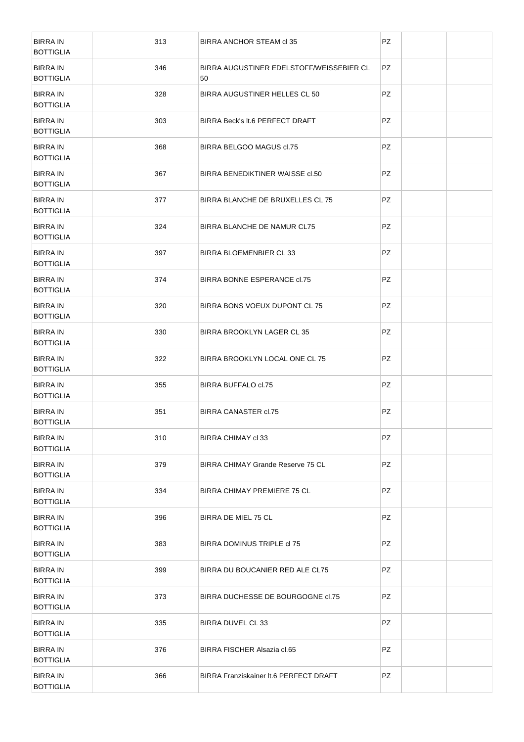| | | | | | | |
|---|---|---|---|---|---|---|
| BIRRA IN BOTTIGLIA | | 313 | BIRRA ANCHOR STEAM cl 35 | PZ | | |
| BIRRA IN BOTTIGLIA | | 346 | BIRRA AUGUSTINER EDELSTOFF/WEISSEBIER CL 50 | PZ | | |
| BIRRA IN BOTTIGLIA | | 328 | BIRRA AUGUSTINER HELLES CL 50 | PZ | | |
| BIRRA IN BOTTIGLIA | | 303 | BIRRA Beck's lt.6 PERFECT DRAFT | PZ | | |
| BIRRA IN BOTTIGLIA | | 368 | BIRRA BELGOO MAGUS cl.75 | PZ | | |
| BIRRA IN BOTTIGLIA | | 367 | BIRRA BENEDIKTINER WAISSE cl.50 | PZ | | |
| BIRRA IN BOTTIGLIA | | 377 | BIRRA BLANCHE DE BRUXELLES CL 75 | PZ | | |
| BIRRA IN BOTTIGLIA | | 324 | BIRRA BLANCHE DE NAMUR CL75 | PZ | | |
| BIRRA IN BOTTIGLIA | | 397 | BIRRA BLOEMENBIER CL 33 | PZ | | |
| BIRRA IN BOTTIGLIA | | 374 | BIRRA BONNE ESPERANCE cl.75 | PZ | | |
| BIRRA IN BOTTIGLIA | | 320 | BIRRA BONS VOEUX DUPONT CL 75 | PZ | | |
| BIRRA IN BOTTIGLIA | | 330 | BIRRA BROOKLYN LAGER CL 35 | PZ | | |
| BIRRA IN BOTTIGLIA | | 322 | BIRRA BROOKLYN LOCAL ONE CL 75 | PZ | | |
| BIRRA IN BOTTIGLIA | | 355 | BIRRA BUFFALO cl.75 | PZ | | |
| BIRRA IN BOTTIGLIA | | 351 | BIRRA CANASTER cl.75 | PZ | | |
| BIRRA IN BOTTIGLIA | | 310 | BIRRA CHIMAY cl 33 | PZ | | |
| BIRRA IN BOTTIGLIA | | 379 | BIRRA CHIMAY Grande Reserve 75 CL | PZ | | |
| BIRRA IN BOTTIGLIA | | 334 | BIRRA CHIMAY PREMIERE 75 CL | PZ | | |
| BIRRA IN BOTTIGLIA | | 396 | BIRRA DE MIEL 75 CL | PZ | | |
| BIRRA IN BOTTIGLIA | | 383 | BIRRA DOMINUS TRIPLE cl 75 | PZ | | |
| BIRRA IN BOTTIGLIA | | 399 | BIRRA DU BOUCANIER RED ALE CL75 | PZ | | |
| BIRRA IN BOTTIGLIA | | 373 | BIRRA DUCHESSE DE BOURGOGNE cl.75 | PZ | | |
| BIRRA IN BOTTIGLIA | | 335 | BIRRA DUVEL CL 33 | PZ | | |
| BIRRA IN BOTTIGLIA | | 376 | BIRRA FISCHER Alsazia cl.65 | PZ | | |
| BIRRA IN BOTTIGLIA | | 366 | BIRRA Franziskainer lt.6 PERFECT DRAFT | PZ | | |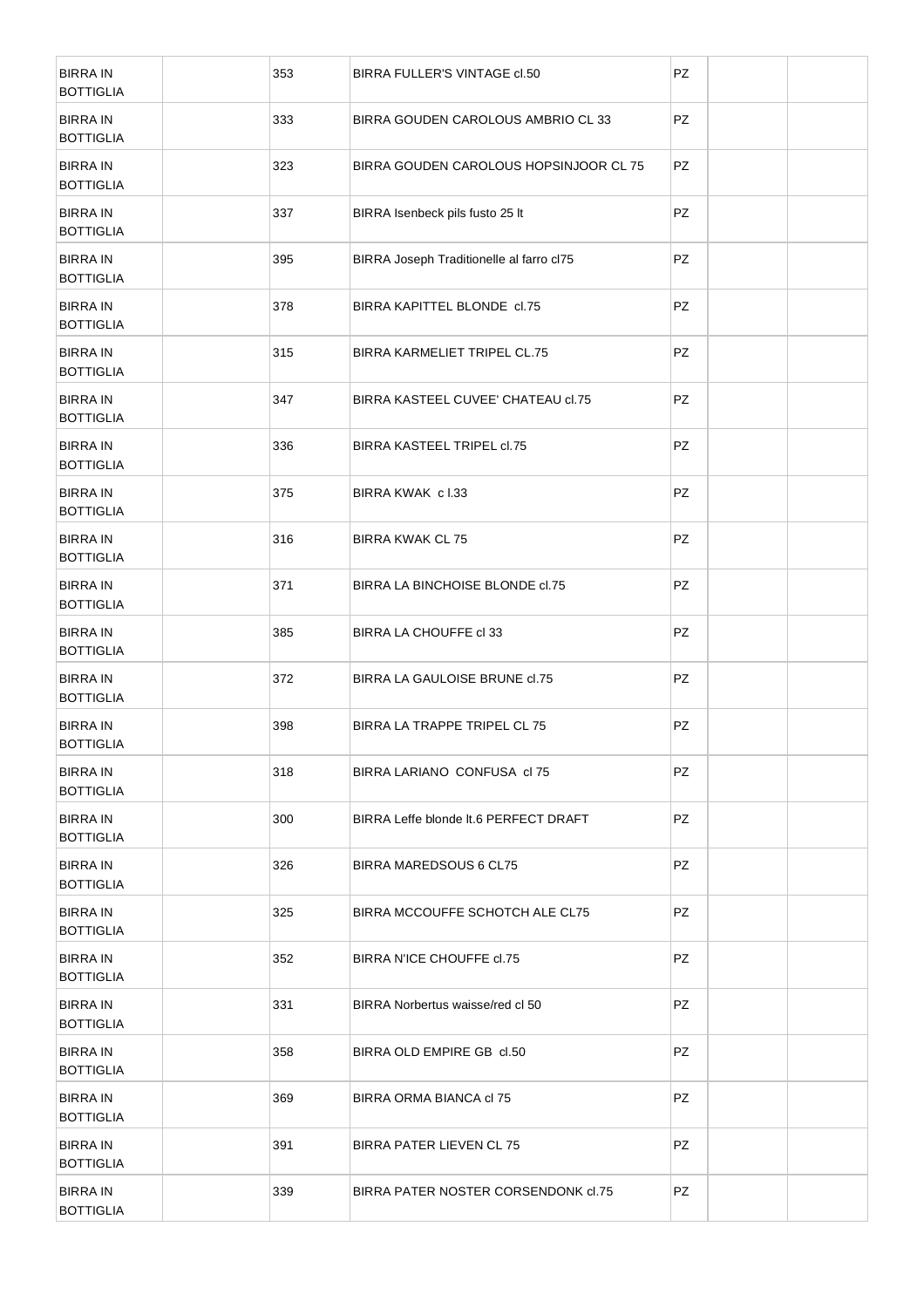| | | | | | | |
|---|---|---|---|---|---|---|
| BIRRA IN BOTTIGLIA | | 353 | BIRRA FULLER'S VINTAGE cl.50 | PZ | | |
| BIRRA IN BOTTIGLIA | | 333 | BIRRA GOUDEN CAROLOUS AMBRIO CL 33 | PZ | | |
| BIRRA IN BOTTIGLIA | | 323 | BIRRA GOUDEN CAROLOUS HOPSINJOOR CL 75 | PZ | | |
| BIRRA IN BOTTIGLIA | | 337 | BIRRA Isenbeck pils fusto 25 lt | PZ | | |
| BIRRA IN BOTTIGLIA | | 395 | BIRRA Joseph Traditionelle al farro cl75 | PZ | | |
| BIRRA IN BOTTIGLIA | | 378 | BIRRA KAPITTEL BLONDE cl.75 | PZ | | |
| BIRRA IN BOTTIGLIA | | 315 | BIRRA KARMELIET TRIPEL CL.75 | PZ | | |
| BIRRA IN BOTTIGLIA | | 347 | BIRRA KASTEEL CUVEE' CHATEAU cl.75 | PZ | | |
| BIRRA IN BOTTIGLIA | | 336 | BIRRA KASTEEL TRIPEL cl.75 | PZ | | |
| BIRRA IN BOTTIGLIA | | 375 | BIRRA KWAK c l.33 | PZ | | |
| BIRRA IN BOTTIGLIA | | 316 | BIRRA KWAK CL 75 | PZ | | |
| BIRRA IN BOTTIGLIA | | 371 | BIRRA LA BINCHOISE BLONDE cl.75 | PZ | | |
| BIRRA IN BOTTIGLIA | | 385 | BIRRA LA CHOUFFE cl 33 | PZ | | |
| BIRRA IN BOTTIGLIA | | 372 | BIRRA LA GAULOISE BRUNE cl.75 | PZ | | |
| BIRRA IN BOTTIGLIA | | 398 | BIRRA LA TRAPPE TRIPEL CL 75 | PZ | | |
| BIRRA IN BOTTIGLIA | | 318 | BIRRA LARIANO CONFUSA cl 75 | PZ | | |
| BIRRA IN BOTTIGLIA | | 300 | BIRRA Leffe blonde lt.6 PERFECT DRAFT | PZ | | |
| BIRRA IN BOTTIGLIA | | 326 | BIRRA MAREDSOUS 6 CL75 | PZ | | |
| BIRRA IN BOTTIGLIA | | 325 | BIRRA MCCOUFFE SCHOTCH ALE CL75 | PZ | | |
| BIRRA IN BOTTIGLIA | | 352 | BIRRA N'ICE CHOUFFE cl.75 | PZ | | |
| BIRRA IN BOTTIGLIA | | 331 | BIRRA Norbertus waisse/red cl 50 | PZ | | |
| BIRRA IN BOTTIGLIA | | 358 | BIRRA OLD EMPIRE GB cl.50 | PZ | | |
| BIRRA IN BOTTIGLIA | | 369 | BIRRA ORMA BIANCA cl 75 | PZ | | |
| BIRRA IN BOTTIGLIA | | 391 | BIRRA PATER LIEVEN CL 75 | PZ | | |
| BIRRA IN BOTTIGLIA | | 339 | BIRRA PATER NOSTER CORSENDONK cl.75 | PZ | | |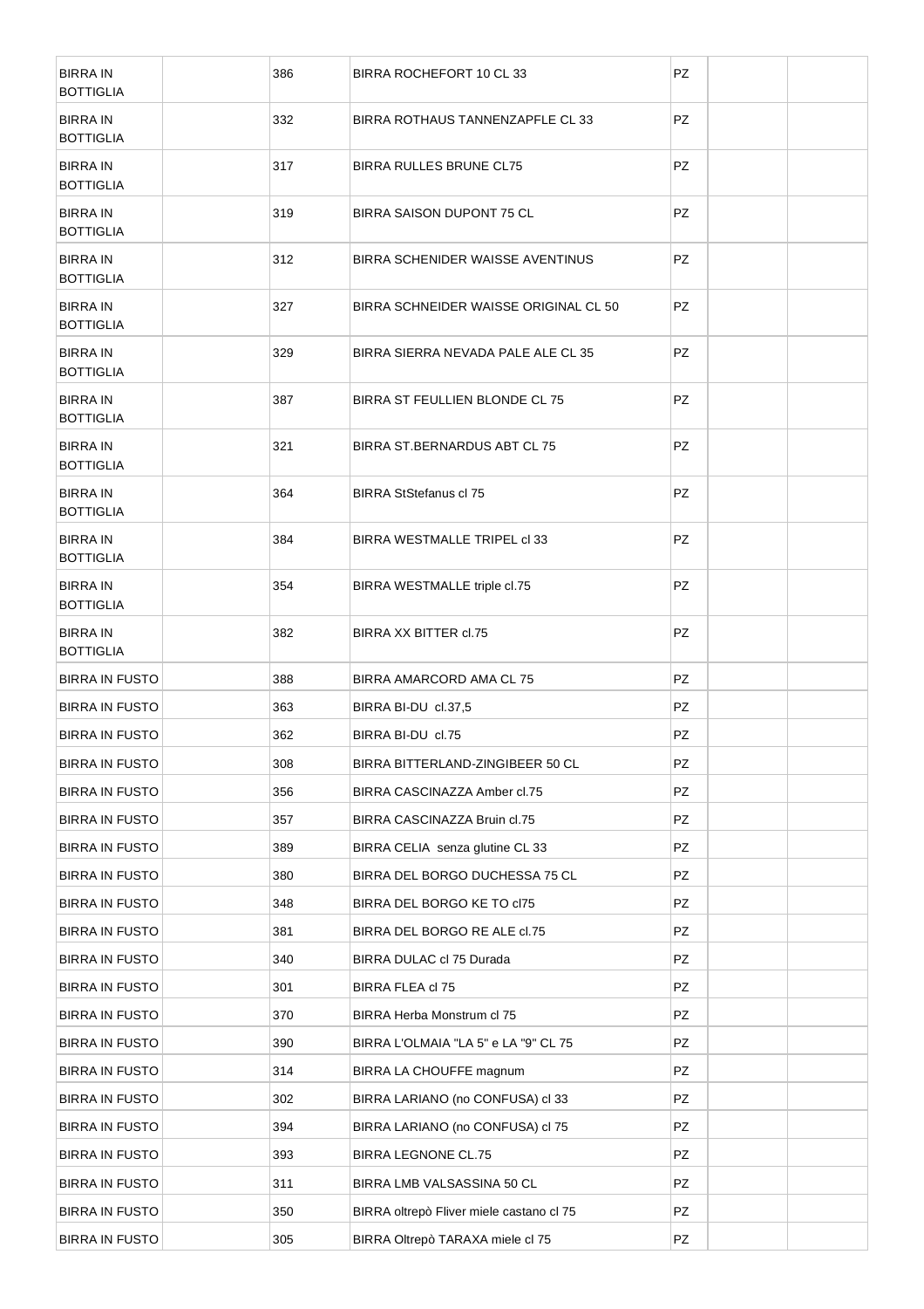| | | | | | | |
|---|---|---|---|---|---|---|
| BIRRA IN BOTTIGLIA | | 386 | BIRRA ROCHEFORT 10 CL 33 | PZ | | |
| BIRRA IN BOTTIGLIA | | 332 | BIRRA ROTHAUS TANNENZAPFLE CL 33 | PZ | | |
| BIRRA IN BOTTIGLIA | | 317 | BIRRA RULLES BRUNE CL75 | PZ | | |
| BIRRA IN BOTTIGLIA | | 319 | BIRRA SAISON DUPONT 75 CL | PZ | | |
| BIRRA IN BOTTIGLIA | | 312 | BIRRA SCHENIDER WAISSE AVENTINUS | PZ | | |
| BIRRA IN BOTTIGLIA | | 327 | BIRRA SCHNEIDER WAISSE ORIGINAL CL 50 | PZ | | |
| BIRRA IN BOTTIGLIA | | 329 | BIRRA SIERRA NEVADA PALE ALE CL 35 | PZ | | |
| BIRRA IN BOTTIGLIA | | 387 | BIRRA ST FEULLIEN BLONDE CL 75 | PZ | | |
| BIRRA IN BOTTIGLIA | | 321 | BIRRA ST.BERNARDUS ABT CL 75 | PZ | | |
| BIRRA IN BOTTIGLIA | | 364 | BIRRA StStefanus cl 75 | PZ | | |
| BIRRA IN BOTTIGLIA | | 384 | BIRRA WESTMALLE TRIPEL cl 33 | PZ | | |
| BIRRA IN BOTTIGLIA | | 354 | BIRRA WESTMALLE triple cl.75 | PZ | | |
| BIRRA IN BOTTIGLIA | | 382 | BIRRA XX BITTER cl.75 | PZ | | |
| BIRRA IN FUSTO | | 388 | BIRRA AMARCORD AMA CL 75 | PZ | | |
| BIRRA IN FUSTO | | 363 | BIRRA BI-DU cl.37,5 | PZ | | |
| BIRRA IN FUSTO | | 362 | BIRRA BI-DU cl.75 | PZ | | |
| BIRRA IN FUSTO | | 308 | BIRRA BITTERLAND-ZINGIBEER 50 CL | PZ | | |
| BIRRA IN FUSTO | | 356 | BIRRA CASCINAZZA Amber cl.75 | PZ | | |
| BIRRA IN FUSTO | | 357 | BIRRA CASCINAZZA Bruin cl.75 | PZ | | |
| BIRRA IN FUSTO | | 389 | BIRRA CELIA senza glutine CL 33 | PZ | | |
| BIRRA IN FUSTO | | 380 | BIRRA DEL BORGO DUCHESSA 75 CL | PZ | | |
| BIRRA IN FUSTO | | 348 | BIRRA DEL BORGO KE TO cl75 | PZ | | |
| BIRRA IN FUSTO | | 381 | BIRRA DEL BORGO RE ALE cl.75 | PZ | | |
| BIRRA IN FUSTO | | 340 | BIRRA DULAC cl 75 Durada | PZ | | |
| BIRRA IN FUSTO | | 301 | BIRRA FLEA cl 75 | PZ | | |
| BIRRA IN FUSTO | | 370 | BIRRA Herba Monstrum cl 75 | PZ | | |
| BIRRA IN FUSTO | | 390 | BIRRA L'OLMAIA "LA 5" e LA "9" CL 75 | PZ | | |
| BIRRA IN FUSTO | | 314 | BIRRA LA CHOUFFE magnum | PZ | | |
| BIRRA IN FUSTO | | 302 | BIRRA LARIANO (no CONFUSA) cl 33 | PZ | | |
| BIRRA IN FUSTO | | 394 | BIRRA LARIANO (no CONFUSA) cl 75 | PZ | | |
| BIRRA IN FUSTO | | 393 | BIRRA LEGNONE CL.75 | PZ | | |
| BIRRA IN FUSTO | | 311 | BIRRA LMB VALSASSINA 50 CL | PZ | | |
| BIRRA IN FUSTO | | 350 | BIRRA oltrepò Fliver miele castano cl 75 | PZ | | |
| BIRRA IN FUSTO | | 305 | BIRRA Oltrepò TARAXA miele cl 75 | PZ | | |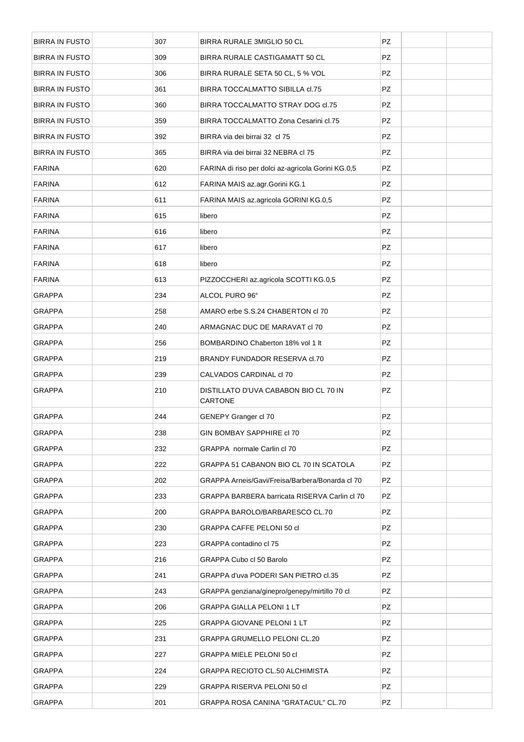| BIRRA IN FUSTO | | 307 | BIRRA RURALE 3MIGLIO 50 CL | PZ | | |
|---|---|---|---|---|---|---|
| BIRRA IN FUSTO | | 309 | BIRRA RURALE CASTIGAMATT 50 CL | PZ | | |
| BIRRA IN FUSTO | | 306 | BIRRA RURALE SETA 50 CL, 5 % VOL | PZ | | |
| BIRRA IN FUSTO | | 361 | BIRRA TOCCALMATTO SIBILLA cl.75 | PZ | | |
| BIRRA IN FUSTO | | 360 | BIRRA TOCCALMATTO STRAY DOG cl.75 | PZ | | |
| BIRRA IN FUSTO | | 359 | BIRRA TOCCALMATTO Zona Cesarini cl.75 | PZ | | |
| BIRRA IN FUSTO | | 392 | BIRRA via dei birrai 32 cl 75 | PZ | | |
| BIRRA IN FUSTO | | 365 | BIRRA via dei birrai 32 NEBRA cl 75 | PZ | | |
| FARINA | | 620 | FARINA di riso per dolci az-agricola Gorini KG.0,5 | PZ | | |
| FARINA | | 612 | FARINA MAIS az.agr.Gorini KG.1 | PZ | | |
| FARINA | | 611 | FARINA MAIS az.agricola GORINI KG.0,5 | PZ | | |
| FARINA | | 615 | libero | PZ | | |
| FARINA | | 616 | libero | PZ | | |
| FARINA | | 617 | libero | PZ | | |
| FARINA | | 618 | libero | PZ | | |
| FARINA | | 613 | PIZZOCCHERI az.agricola SCOTTI KG.0,5 | PZ | | |
| GRAPPA | | 234 | ALCOL PURO 96° | PZ | | |
| GRAPPA | | 258 | AMARO erbe S.S.24 CHABERTON cl 70 | PZ | | |
| GRAPPA | | 240 | ARMAGNAC DUC DE MARAVAT cl 70 | PZ | | |
| GRAPPA | | 256 | BOMBARDINO Chaberton 18% vol 1 lt | PZ | | |
| GRAPPA | | 219 | BRANDY FUNDADOR RESERVA cl.70 | PZ | | |
| GRAPPA | | 239 | CALVADOS CARDINAL cl 70 | PZ | | |
| GRAPPA | | 210 | DISTILLATO D'UVA CABABON BIO CL 70 IN CARTONE | PZ | | |
| GRAPPA | | 244 | GENEPY Granger cl 70 | PZ | | |
| GRAPPA | | 238 | GIN BOMBAY SAPPHIRE cl 70 | PZ | | |
| GRAPPA | | 232 | GRAPPA normale Carlin cl 70 | PZ | | |
| GRAPPA | | 222 | GRAPPA 51 CABANON BIO CL 70 IN SCATOLA | PZ | | |
| GRAPPA | | 202 | GRAPPA Arneis/Gavi/Freisa/Barbera/Bonarda cl 70 | PZ | | |
| GRAPPA | | 233 | GRAPPA BARBERA barricata RISERVA Carlin cl 70 | PZ | | |
| GRAPPA | | 200 | GRAPPA BAROLO/BARBARESCO CL.70 | PZ | | |
| GRAPPA | | 230 | GRAPPA CAFFE PELONI 50 cl | PZ | | |
| GRAPPA | | 223 | GRAPPA contadino cl 75 | PZ | | |
| GRAPPA | | 216 | GRAPPA Cubo cl 50 Barolo | PZ | | |
| GRAPPA | | 241 | GRAPPA d'uva PODERI SAN PIETRO cl.35 | PZ | | |
| GRAPPA | | 243 | GRAPPA genziana/ginepro/genepy/mirtillo 70 cl | PZ | | |
| GRAPPA | | 206 | GRAPPA GIALLA PELONI 1 LT | PZ | | |
| GRAPPA | | 225 | GRAPPA GIOVANE PELONI 1 LT | PZ | | |
| GRAPPA | | 231 | GRAPPA GRUMELLO PELONI CL.20 | PZ | | |
| GRAPPA | | 227 | GRAPPA MIELE PELONI 50 cl | PZ | | |
| GRAPPA | | 224 | GRAPPA RECIOTO CL.50 ALCHIMISTA | PZ | | |
| GRAPPA | | 229 | GRAPPA RISERVA PELONI 50 cl | PZ | | |
| GRAPPA | | 201 | GRAPPA ROSA CANINA "GRATACUL" CL.70 | PZ | | |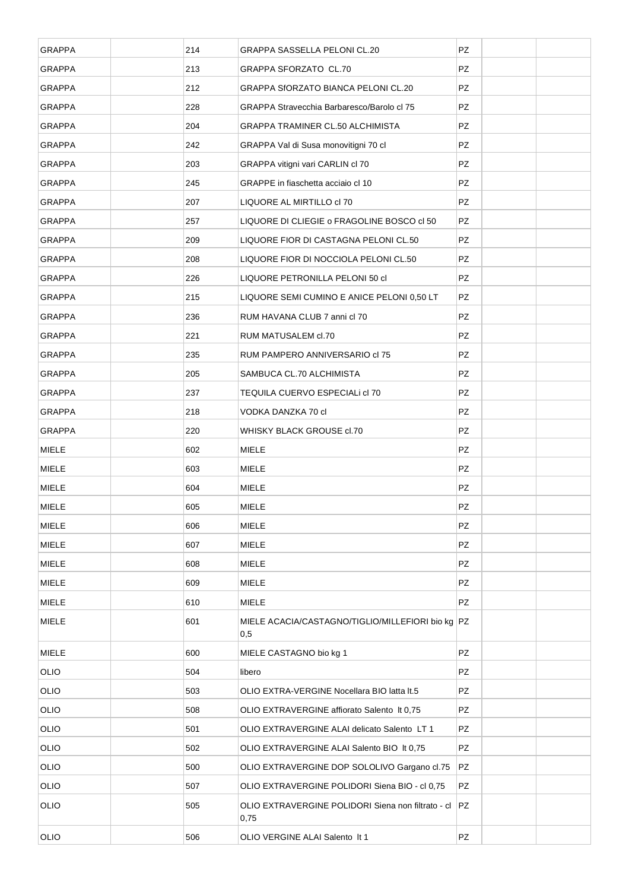| | | | | | | |
|---|---|---|---|---|---|---|
| GRAPPA | | 214 | GRAPPA SASSELLA PELONI CL.20 | PZ | | |
| GRAPPA | | 213 | GRAPPA SFORZATO CL.70 | PZ | | |
| GRAPPA | | 212 | GRAPPA SfORZATO BIANCA PELONI CL.20 | PZ | | |
| GRAPPA | | 228 | GRAPPA Stravecchia Barbaresco/Barolo cl 75 | PZ | | |
| GRAPPA | | 204 | GRAPPA TRAMINER CL.50 ALCHIMISTA | PZ | | |
| GRAPPA | | 242 | GRAPPA Val di Susa monovitigni 70 cl | PZ | | |
| GRAPPA | | 203 | GRAPPA vitigni vari CARLIN cl 70 | PZ | | |
| GRAPPA | | 245 | GRAPPE in fiaschetta acciaio cl 10 | PZ | | |
| GRAPPA | | 207 | LIQUORE AL MIRTILLO cl 70 | PZ | | |
| GRAPPA | | 257 | LIQUORE DI CLIEGIE o FRAGOLINE BOSCO cl 50 | PZ | | |
| GRAPPA | | 209 | LIQUORE FIOR DI CASTAGNA PELONI CL.50 | PZ | | |
| GRAPPA | | 208 | LIQUORE FIOR DI NOCCIOLA PELONI CL.50 | PZ | | |
| GRAPPA | | 226 | LIQUORE PETRONILLA PELONI 50 cl | PZ | | |
| GRAPPA | | 215 | LIQUORE SEMI CUMINO E ANICE PELONI 0,50 LT | PZ | | |
| GRAPPA | | 236 | RUM HAVANA CLUB 7 anni cl 70 | PZ | | |
| GRAPPA | | 221 | RUM MATUSALEM cl.70 | PZ | | |
| GRAPPA | | 235 | RUM PAMPERO ANNIVERSARIO cl 75 | PZ | | |
| GRAPPA | | 205 | SAMBUCA CL.70 ALCHIMISTA | PZ | | |
| GRAPPA | | 237 | TEQUILA CUERVO ESPECIALi cl 70 | PZ | | |
| GRAPPA | | 218 | VODKA DANZKA 70 cl | PZ | | |
| GRAPPA | | 220 | WHISKY BLACK GROUSE cl.70 | PZ | | |
| MIELE | | 602 | MIELE | PZ | | |
| MIELE | | 603 | MIELE | PZ | | |
| MIELE | | 604 | MIELE | PZ | | |
| MIELE | | 605 | MIELE | PZ | | |
| MIELE | | 606 | MIELE | PZ | | |
| MIELE | | 607 | MIELE | PZ | | |
| MIELE | | 608 | MIELE | PZ | | |
| MIELE | | 609 | MIELE | PZ | | |
| MIELE | | 610 | MIELE | PZ | | |
| MIELE | | 601 | MIELE ACACIA/CASTAGNO/TIGLIO/MILLEFIORI bio kg 0,5 | PZ | | |
| MIELE | | 600 | MIELE CASTAGNO bio kg 1 | PZ | | |
| OLIO | | 504 | libero | PZ | | |
| OLIO | | 503 | OLIO EXTRA-VERGINE Nocellara BIO latta lt.5 | PZ | | |
| OLIO | | 508 | OLIO EXTRAVERGINE affiorato Salento lt 0,75 | PZ | | |
| OLIO | | 501 | OLIO EXTRAVERGINE ALAI delicato Salento LT 1 | PZ | | |
| OLIO | | 502 | OLIO EXTRAVERGINE ALAI Salento BIO lt 0,75 | PZ | | |
| OLIO | | 500 | OLIO EXTRAVERGINE DOP SOLOLIVO Gargano cl.75 | PZ | | |
| OLIO | | 507 | OLIO EXTRAVERGINE POLIDORI Siena BIO - cl 0,75 | PZ | | |
| OLIO | | 505 | OLIO EXTRAVERGINE POLIDORI Siena non filtrato - cl 0,75 | PZ | | |
| OLIO | | 506 | OLIO VERGINE ALAI Salento lt 1 | PZ | | |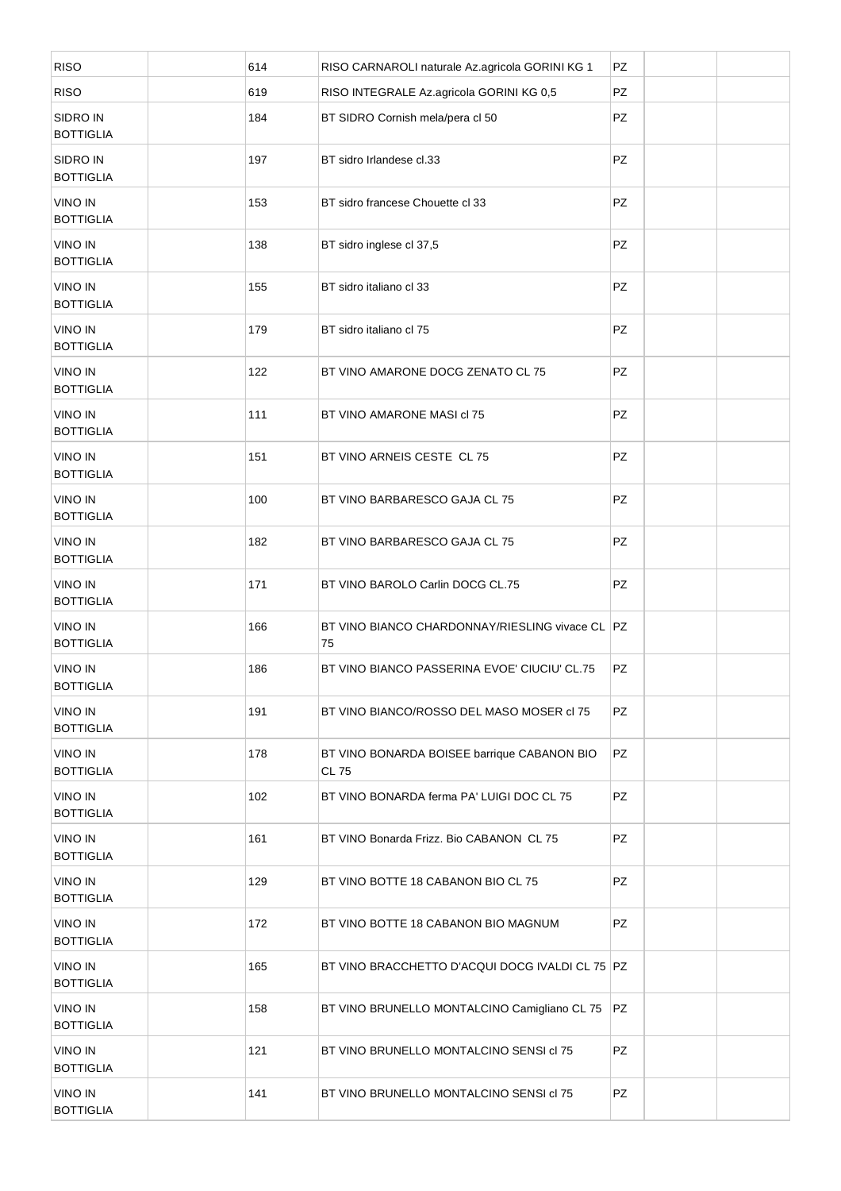| RISO | | 614 | RISO CARNAROLI naturale Az.agricola GORINI KG 1 | PZ | | |
|---|---|---|---|---|---|---|
| RISO | | 619 | RISO INTEGRALE Az.agricola GORINI KG 0,5 | PZ | | |
| SIDRO IN BOTTIGLIA | | 184 | BT SIDRO Cornish mela/pera cl 50 | PZ | | |
| SIDRO IN BOTTIGLIA | | 197 | BT sidro Irlandese cl.33 | PZ | | |
| VINO IN BOTTIGLIA | | 153 | BT sidro francese Chouette cl 33 | PZ | | |
| VINO IN BOTTIGLIA | | 138 | BT sidro inglese cl 37,5 | PZ | | |
| VINO IN BOTTIGLIA | | 155 | BT sidro italiano cl 33 | PZ | | |
| VINO IN BOTTIGLIA | | 179 | BT sidro italiano cl 75 | PZ | | |
| VINO IN BOTTIGLIA | | 122 | BT VINO AMARONE DOCG ZENATO CL 75 | PZ | | |
| VINO IN BOTTIGLIA | | 111 | BT VINO AMARONE MASI cl 75 | PZ | | |
| VINO IN BOTTIGLIA | | 151 | BT VINO ARNEIS CESTE CL 75 | PZ | | |
| VINO IN BOTTIGLIA | | 100 | BT VINO BARBARESCO GAJA CL 75 | PZ | | |
| VINO IN BOTTIGLIA | | 182 | BT VINO BARBARESCO GAJA CL 75 | PZ | | |
| VINO IN BOTTIGLIA | | 171 | BT VINO BAROLO Carlin DOCG CL.75 | PZ | | |
| VINO IN BOTTIGLIA | | 166 | BT VINO BIANCO CHARDONNAY/RIESLING vivace CL 75 | PZ | | |
| VINO IN BOTTIGLIA | | 186 | BT VINO BIANCO PASSERINA EVOE' CIUCIU' CL.75 | PZ | | |
| VINO IN BOTTIGLIA | | 191 | BT VINO BIANCO/ROSSO DEL MASO MOSER cl 75 | PZ | | |
| VINO IN BOTTIGLIA | | 178 | BT VINO BONARDA BOISEE barrique CABANON BIO CL 75 | PZ | | |
| VINO IN BOTTIGLIA | | 102 | BT VINO BONARDA ferma PA' LUIGI DOC CL 75 | PZ | | |
| VINO IN BOTTIGLIA | | 161 | BT VINO Bonarda Frizz. Bio CABANON CL 75 | PZ | | |
| VINO IN BOTTIGLIA | | 129 | BT VINO BOTTE 18 CABANON BIO CL 75 | PZ | | |
| VINO IN BOTTIGLIA | | 172 | BT VINO BOTTE 18 CABANON BIO MAGNUM | PZ | | |
| VINO IN BOTTIGLIA | | 165 | BT VINO BRACCHETTO D'ACQUI DOCG IVALDI CL 75 | PZ | | |
| VINO IN BOTTIGLIA | | 158 | BT VINO BRUNELLO MONTALCINO Camigliano CL 75 | PZ | | |
| VINO IN BOTTIGLIA | | 121 | BT VINO BRUNELLO MONTALCINO SENSI cl 75 | PZ | | |
| VINO IN BOTTIGLIA | | 141 | BT VINO BRUNELLO MONTALCINO SENSI cl 75 | PZ | | |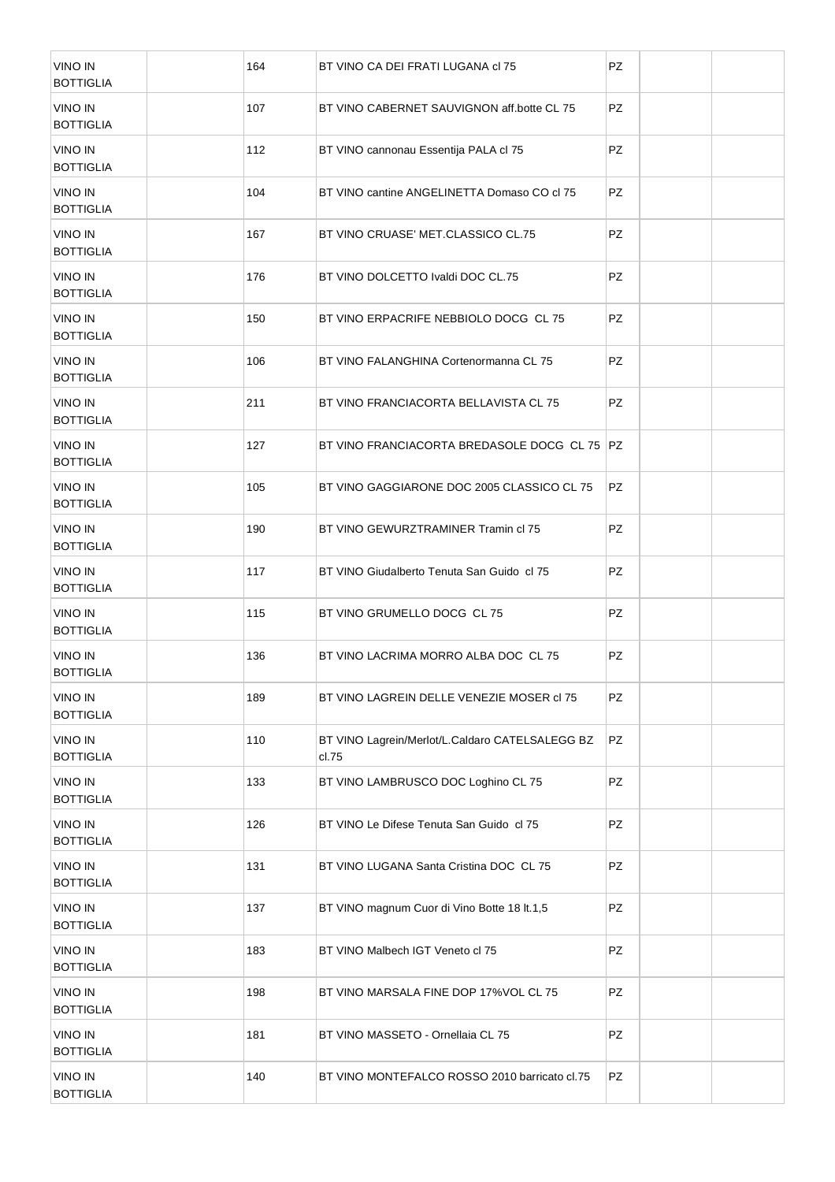| | | | | | | |
|---|---|---|---|---|---|---|
| VINO IN BOTTIGLIA | | 164 | BT VINO CA DEI FRATI LUGANA cl 75 | PZ | | |
| VINO IN BOTTIGLIA | | 107 | BT VINO CABERNET SAUVIGNON aff.botte CL 75 | PZ | | |
| VINO IN BOTTIGLIA | | 112 | BT VINO cannonau Essentija PALA cl 75 | PZ | | |
| VINO IN BOTTIGLIA | | 104 | BT VINO cantine ANGELINETTA Domaso CO cl 75 | PZ | | |
| VINO IN BOTTIGLIA | | 167 | BT VINO CRUASE' MET.CLASSICO CL.75 | PZ | | |
| VINO IN BOTTIGLIA | | 176 | BT VINO DOLCETTO Ivaldi DOC CL.75 | PZ | | |
| VINO IN BOTTIGLIA | | 150 | BT VINO ERPACRIFE NEBBIOLO DOCG CL 75 | PZ | | |
| VINO IN BOTTIGLIA | | 106 | BT VINO FALANGHINA Cortenormanna CL 75 | PZ | | |
| VINO IN BOTTIGLIA | | 211 | BT VINO FRANCIACORTA BELLAVISTA CL 75 | PZ | | |
| VINO IN BOTTIGLIA | | 127 | BT VINO FRANCIACORTA BREDASOLE DOCG CL 75 | PZ | | |
| VINO IN BOTTIGLIA | | 105 | BT VINO GAGGIARONE DOC 2005 CLASSICO CL 75 | PZ | | |
| VINO IN BOTTIGLIA | | 190 | BT VINO GEWURZTRAMINER Tramin cl 75 | PZ | | |
| VINO IN BOTTIGLIA | | 117 | BT VINO Giudalberto Tenuta San Guido cl 75 | PZ | | |
| VINO IN BOTTIGLIA | | 115 | BT VINO GRUMELLO DOCG CL 75 | PZ | | |
| VINO IN BOTTIGLIA | | 136 | BT VINO LACRIMA MORRO ALBA DOC CL 75 | PZ | | |
| VINO IN BOTTIGLIA | | 189 | BT VINO LAGREIN DELLE VENEZIE MOSER cl 75 | PZ | | |
| VINO IN BOTTIGLIA | | 110 | BT VINO Lagrein/Merlot/L.Caldaro CATELSALEGG BZ cl.75 | PZ | | |
| VINO IN BOTTIGLIA | | 133 | BT VINO LAMBRUSCO DOC Loghino CL 75 | PZ | | |
| VINO IN BOTTIGLIA | | 126 | BT VINO Le Difese Tenuta San Guido cl 75 | PZ | | |
| VINO IN BOTTIGLIA | | 131 | BT VINO LUGANA Santa Cristina DOC CL 75 | PZ | | |
| VINO IN BOTTIGLIA | | 137 | BT VINO magnum Cuor di Vino Botte 18 lt.1,5 | PZ | | |
| VINO IN BOTTIGLIA | | 183 | BT VINO Malbech IGT Veneto cl 75 | PZ | | |
| VINO IN BOTTIGLIA | | 198 | BT VINO MARSALA FINE DOP 17%VOL CL 75 | PZ | | |
| VINO IN BOTTIGLIA | | 181 | BT VINO MASSETO - Ornellaia CL 75 | PZ | | |
| VINO IN BOTTIGLIA | | 140 | BT VINO MONTEFALCO ROSSO 2010 barricato cl.75 | PZ | | |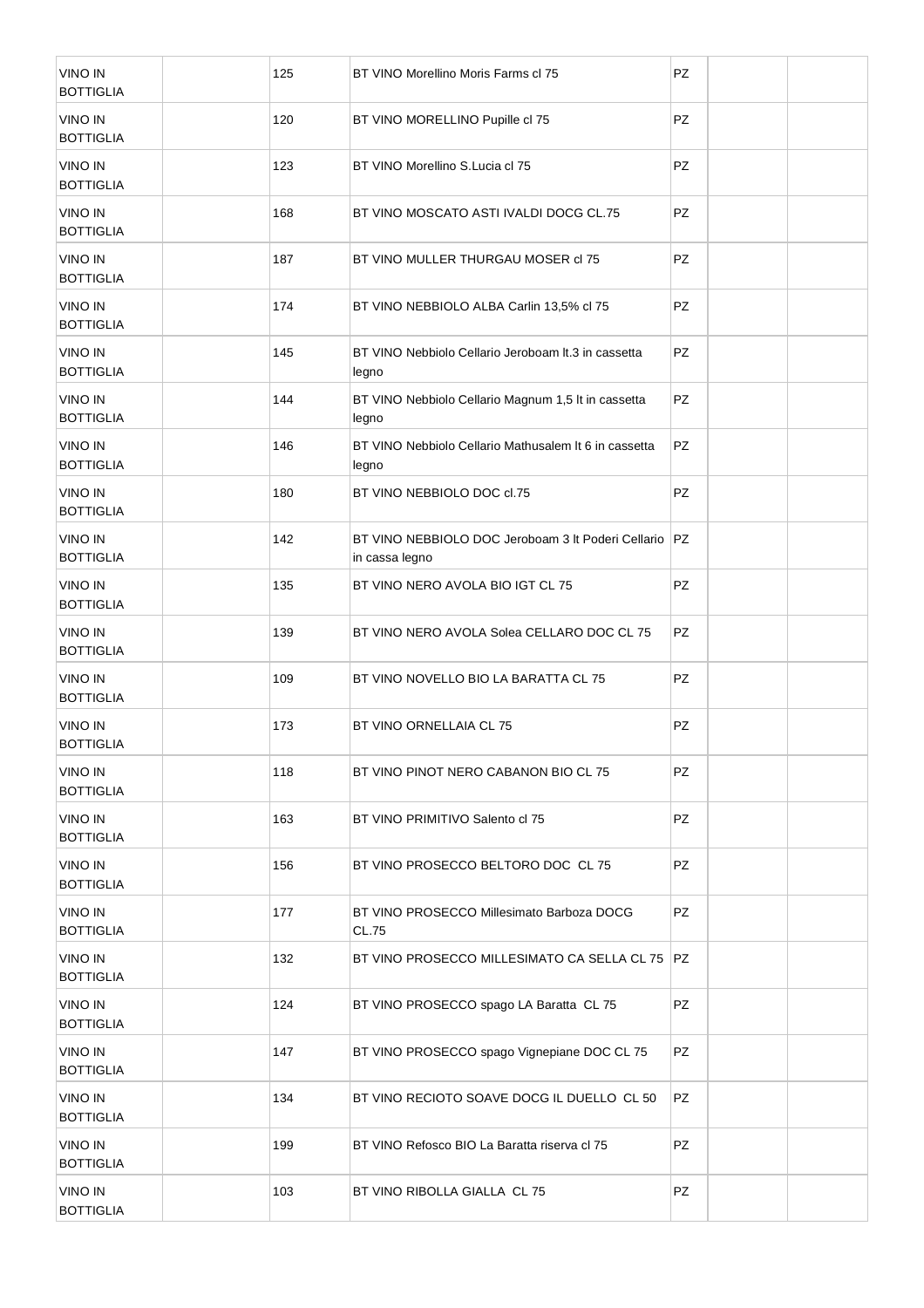| | | | | | | |
|---|---|---|---|---|---|---|
| VINO IN BOTTIGLIA | | 125 | BT VINO Morellino Moris Farms cl 75 | PZ | | |
| VINO IN BOTTIGLIA | | 120 | BT VINO MORELLINO Pupille cl 75 | PZ | | |
| VINO IN BOTTIGLIA | | 123 | BT VINO Morellino S.Lucia cl 75 | PZ | | |
| VINO IN BOTTIGLIA | | 168 | BT VINO MOSCATO ASTI IVALDI DOCG CL.75 | PZ | | |
| VINO IN BOTTIGLIA | | 187 | BT VINO MULLER THURGAU MOSER cl 75 | PZ | | |
| VINO IN BOTTIGLIA | | 174 | BT VINO NEBBIOLO ALBA Carlin 13,5% cl 75 | PZ | | |
| VINO IN BOTTIGLIA | | 145 | BT VINO Nebbiolo Cellario Jeroboam lt.3 in cassetta legno | PZ | | |
| VINO IN BOTTIGLIA | | 144 | BT VINO Nebbiolo Cellario Magnum 1,5 lt in cassetta legno | PZ | | |
| VINO IN BOTTIGLIA | | 146 | BT VINO Nebbiolo Cellario Mathusalem lt 6 in cassetta legno | PZ | | |
| VINO IN BOTTIGLIA | | 180 | BT VINO NEBBIOLO DOC cl.75 | PZ | | |
| VINO IN BOTTIGLIA | | 142 | BT VINO NEBBIOLO DOC Jeroboam 3 lt Poderi Cellario in cassa legno | PZ | | |
| VINO IN BOTTIGLIA | | 135 | BT VINO NERO AVOLA BIO IGT CL 75 | PZ | | |
| VINO IN BOTTIGLIA | | 139 | BT VINO NERO AVOLA Solea CELLARO DOC CL 75 | PZ | | |
| VINO IN BOTTIGLIA | | 109 | BT VINO NOVELLO BIO LA BARATTA CL 75 | PZ | | |
| VINO IN BOTTIGLIA | | 173 | BT VINO ORNELLAIA CL 75 | PZ | | |
| VINO IN BOTTIGLIA | | 118 | BT VINO PINOT NERO CABANON BIO CL 75 | PZ | | |
| VINO IN BOTTIGLIA | | 163 | BT VINO PRIMITIVO Salento cl 75 | PZ | | |
| VINO IN BOTTIGLIA | | 156 | BT VINO PROSECCO BELTORO DOC CL 75 | PZ | | |
| VINO IN BOTTIGLIA | | 177 | BT VINO PROSECCO Millesimato Barboza DOCG CL.75 | PZ | | |
| VINO IN BOTTIGLIA | | 132 | BT VINO PROSECCO MILLESIMATO CA SELLA CL 75 | PZ | | |
| VINO IN BOTTIGLIA | | 124 | BT VINO PROSECCO spago LA Baratta CL 75 | PZ | | |
| VINO IN BOTTIGLIA | | 147 | BT VINO PROSECCO spago Vignepiane DOC CL 75 | PZ | | |
| VINO IN BOTTIGLIA | | 134 | BT VINO RECIOTO SOAVE DOCG IL DUELLO CL 50 | PZ | | |
| VINO IN BOTTIGLIA | | 199 | BT VINO Refosco BIO La Baratta riserva cl 75 | PZ | | |
| VINO IN BOTTIGLIA | | 103 | BT VINO RIBOLLA GIALLA CL 75 | PZ | | |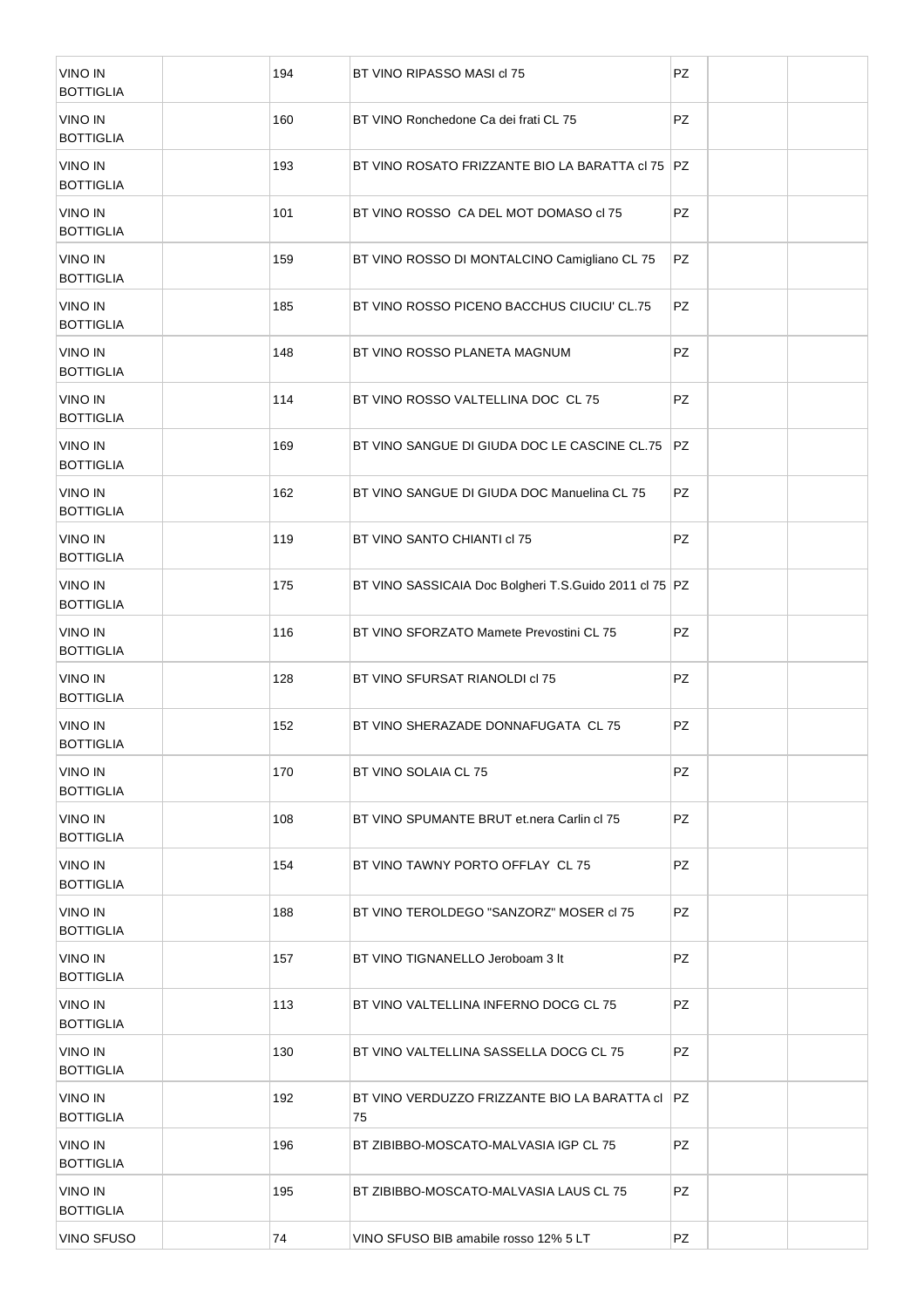| | | | | | | |
|---|---|---|---|---|---|---|
| VINO IN BOTTIGLIA | | 194 | BT VINO RIPASSO MASI cl 75 | PZ | | |
| VINO IN BOTTIGLIA | | 160 | BT VINO Ronchedone Ca dei frati CL 75 | PZ | | |
| VINO IN BOTTIGLIA | | 193 | BT VINO ROSATO FRIZZANTE BIO LA BARATTA cl 75 | PZ | | |
| VINO IN BOTTIGLIA | | 101 | BT VINO ROSSO CA DEL MOT DOMASO cl 75 | PZ | | |
| VINO IN BOTTIGLIA | | 159 | BT VINO ROSSO DI MONTALCINO Camigliano CL 75 | PZ | | |
| VINO IN BOTTIGLIA | | 185 | BT VINO ROSSO PICENO BACCHUS CIUCIU' CL.75 | PZ | | |
| VINO IN BOTTIGLIA | | 148 | BT VINO ROSSO PLANETA MAGNUM | PZ | | |
| VINO IN BOTTIGLIA | | 114 | BT VINO ROSSO VALTELLINA DOC CL 75 | PZ | | |
| VINO IN BOTTIGLIA | | 169 | BT VINO SANGUE DI GIUDA DOC LE CASCINE CL.75 | PZ | | |
| VINO IN BOTTIGLIA | | 162 | BT VINO SANGUE DI GIUDA DOC Manuelina CL 75 | PZ | | |
| VINO IN BOTTIGLIA | | 119 | BT VINO SANTO CHIANTI cl 75 | PZ | | |
| VINO IN BOTTIGLIA | | 175 | BT VINO SASSICAIA Doc Bolgheri T.S.Guido 2011 cl 75 | PZ | | |
| VINO IN BOTTIGLIA | | 116 | BT VINO SFORZATO Mamete Prevostini CL 75 | PZ | | |
| VINO IN BOTTIGLIA | | 128 | BT VINO SFURSAT RIANOLDI cl 75 | PZ | | |
| VINO IN BOTTIGLIA | | 152 | BT VINO SHERAZADE DONNAFUGATA CL 75 | PZ | | |
| VINO IN BOTTIGLIA | | 170 | BT VINO SOLAIA CL 75 | PZ | | |
| VINO IN BOTTIGLIA | | 108 | BT VINO SPUMANTE BRUT et.nera Carlin cl 75 | PZ | | |
| VINO IN BOTTIGLIA | | 154 | BT VINO TAWNY PORTO OFFLAY CL 75 | PZ | | |
| VINO IN BOTTIGLIA | | 188 | BT VINO TEROLDEGO "SANZORZ" MOSER cl 75 | PZ | | |
| VINO IN BOTTIGLIA | | 157 | BT VINO TIGNANELLO Jeroboam 3 lt | PZ | | |
| VINO IN BOTTIGLIA | | 113 | BT VINO VALTELLINA INFERNO DOCG CL 75 | PZ | | |
| VINO IN BOTTIGLIA | | 130 | BT VINO VALTELLINA SASSELLA DOCG CL 75 | PZ | | |
| VINO IN BOTTIGLIA | | 192 | BT VINO VERDUZZO FRIZZANTE BIO LA BARATTA cl 75 | PZ | | |
| VINO IN BOTTIGLIA | | 196 | BT ZIBIBBO-MOSCATO-MALVASIA IGP CL 75 | PZ | | |
| VINO IN BOTTIGLIA | | 195 | BT ZIBIBBO-MOSCATO-MALVASIA LAUS CL 75 | PZ | | |
| VINO SFUSO | | 74 | VINO SFUSO BIB amabile rosso 12% 5 LT | PZ | | |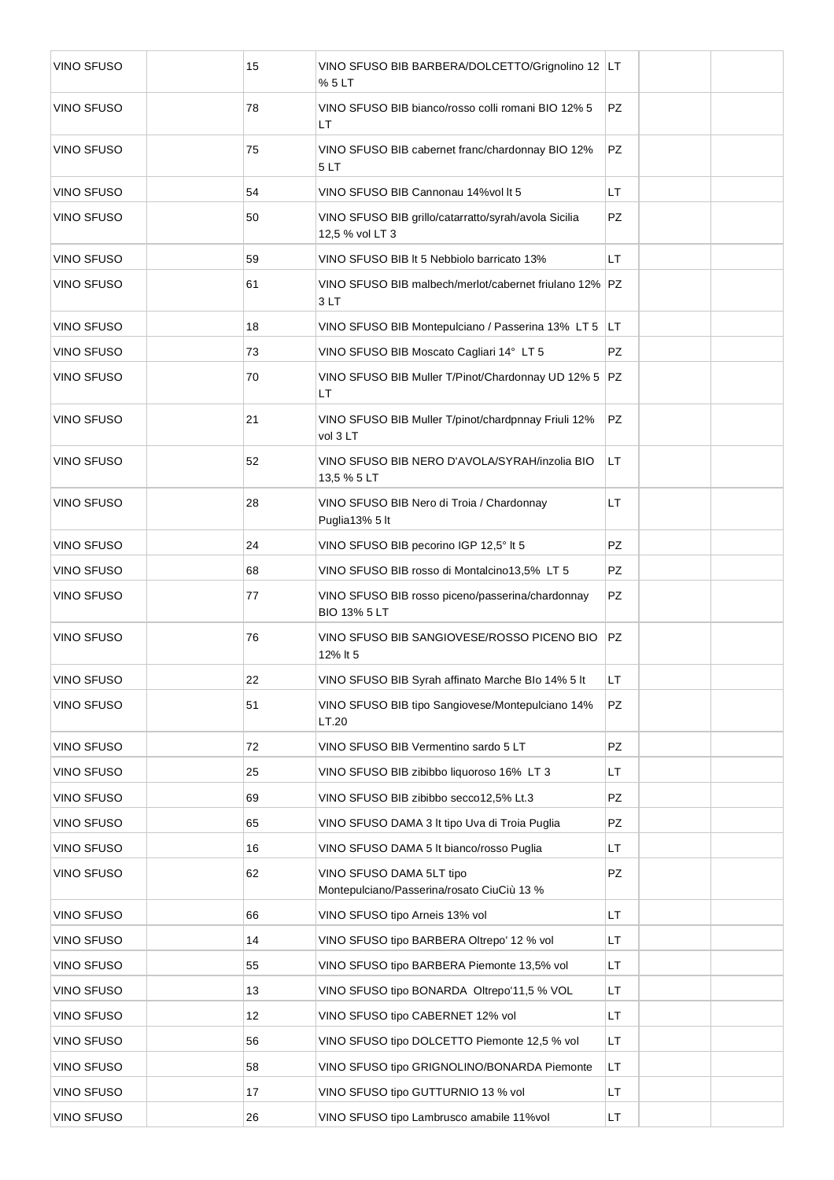| VINO SFUSO | | 15 | VINO SFUSO BIB BARBERA/DOLCETTO/Grignolino 12 % 5 LT | LT | | |
|---|---|---|---|---|---|---|
| VINO SFUSO | | 78 | VINO SFUSO BIB bianco/rosso colli romani BIO 12% 5 LT | PZ | | |
| VINO SFUSO | | 75 | VINO SFUSO BIB cabernet franc/chardonnay BIO 12% 5 LT | PZ | | |
| VINO SFUSO | | 54 | VINO SFUSO BIB Cannonau 14%vol lt 5 | LT | | |
| VINO SFUSO | | 50 | VINO SFUSO BIB grillo/catarratto/syrah/avola Sicilia 12,5 % vol LT 3 | PZ | | |
| VINO SFUSO | | 59 | VINO SFUSO BIB lt 5 Nebbiolo barricato 13% | LT | | |
| VINO SFUSO | | 61 | VINO SFUSO BIB malbech/merlot/cabernet friulano 12% 3 LT | PZ | | |
| VINO SFUSO | | 18 | VINO SFUSO BIB Montepulciano / Passerina 13% LT 5 | LT | | |
| VINO SFUSO | | 73 | VINO SFUSO BIB Moscato Cagliari 14° LT 5 | PZ | | |
| VINO SFUSO | | 70 | VINO SFUSO BIB Muller T/Pinot/Chardonnay UD 12% 5 LT | PZ | | |
| VINO SFUSO | | 21 | VINO SFUSO BIB Muller T/pinot/chardpnnay Friuli 12% vol 3 LT | PZ | | |
| VINO SFUSO | | 52 | VINO SFUSO BIB NERO D'AVOLA/SYRAH/inzolia BIO 13,5 % 5 LT | LT | | |
| VINO SFUSO | | 28 | VINO SFUSO BIB Nero di Troia / Chardonnay Puglia13% 5 lt | LT | | |
| VINO SFUSO | | 24 | VINO SFUSO BIB pecorino IGP 12,5° lt 5 | PZ | | |
| VINO SFUSO | | 68 | VINO SFUSO BIB rosso di Montalcino13,5% LT 5 | PZ | | |
| VINO SFUSO | | 77 | VINO SFUSO BIB rosso piceno/passerina/chardonnay BIO 13% 5 LT | PZ | | |
| VINO SFUSO | | 76 | VINO SFUSO BIB SANGIOVESE/ROSSO PICENO BIO 12% lt 5 | PZ | | |
| VINO SFUSO | | 22 | VINO SFUSO BIB Syrah affinato Marche BIo 14% 5 lt | LT | | |
| VINO SFUSO | | 51 | VINO SFUSO BIB tipo Sangiovese/Montepulciano 14% LT.20 | PZ | | |
| VINO SFUSO | | 72 | VINO SFUSO BIB Vermentino sardo 5 LT | PZ | | |
| VINO SFUSO | | 25 | VINO SFUSO BIB zibibbo liquoroso 16% LT 3 | LT | | |
| VINO SFUSO | | 69 | VINO SFUSO BIB zibibbo secco12,5% Lt.3 | PZ | | |
| VINO SFUSO | | 65 | VINO SFUSO DAMA 3 lt tipo Uva di Troia Puglia | PZ | | |
| VINO SFUSO | | 16 | VINO SFUSO DAMA 5 lt bianco/rosso Puglia | LT | | |
| VINO SFUSO | | 62 | VINO SFUSO DAMA 5LT tipo Montepulciano/Passerina/rosato CiuCiù 13 % | PZ | | |
| VINO SFUSO | | 66 | VINO SFUSO tipo Arneis 13% vol | LT | | |
| VINO SFUSO | | 14 | VINO SFUSO tipo BARBERA Oltrepo' 12 % vol | LT | | |
| VINO SFUSO | | 55 | VINO SFUSO tipo BARBERA Piemonte 13,5% vol | LT | | |
| VINO SFUSO | | 13 | VINO SFUSO tipo BONARDA Oltrepo'11,5 % VOL | LT | | |
| VINO SFUSO | | 12 | VINO SFUSO tipo CABERNET 12% vol | LT | | |
| VINO SFUSO | | 56 | VINO SFUSO tipo DOLCETTO Piemonte 12,5 % vol | LT | | |
| VINO SFUSO | | 58 | VINO SFUSO tipo GRIGNOLINO/BONARDA Piemonte | LT | | |
| VINO SFUSO | | 17 | VINO SFUSO tipo GUTTURNIO 13 % vol | LT | | |
| VINO SFUSO | | 26 | VINO SFUSO tipo Lambrusco amabile 11%vol | LT | | |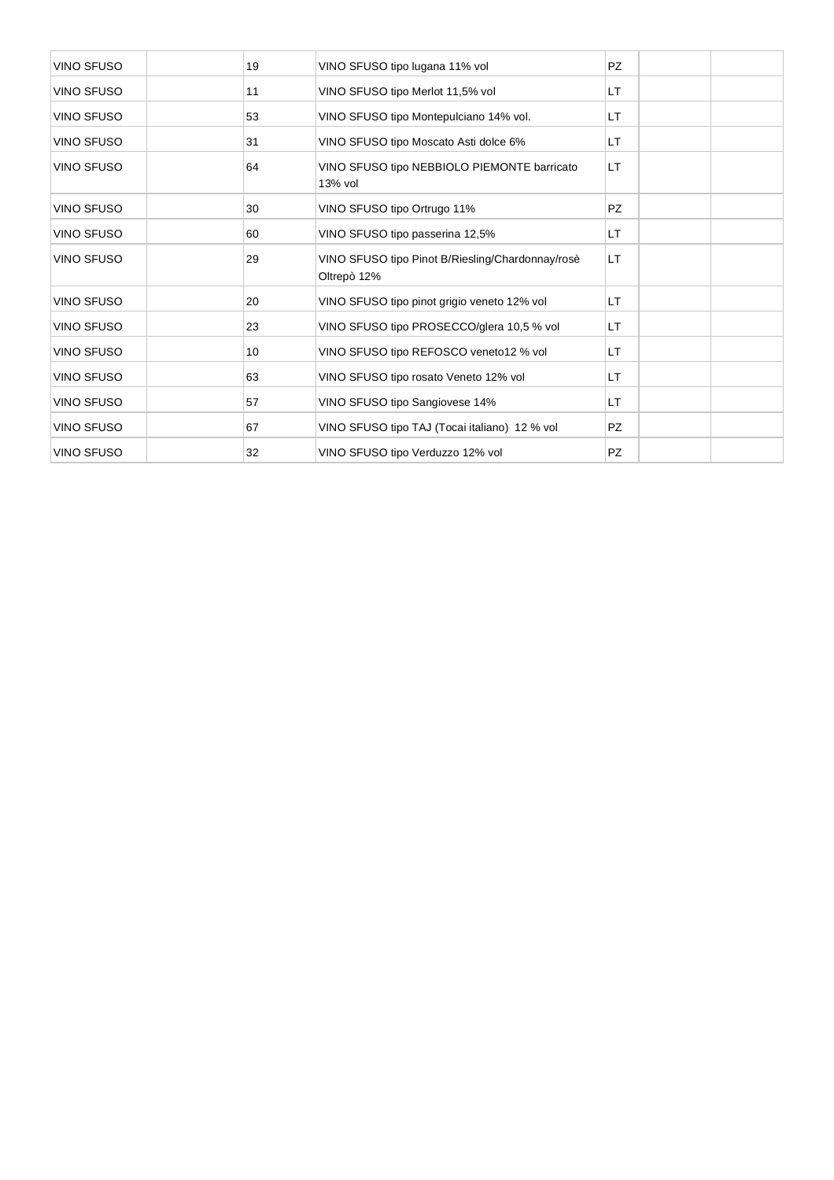| | | | | | | |
|---|---|---|---|---|---|---|
| VINO SFUSO | | 19 | VINO SFUSO tipo lugana 11% vol | PZ | | |
| VINO SFUSO | | 11 | VINO SFUSO tipo Merlot 11,5% vol | LT | | |
| VINO SFUSO | | 53 | VINO SFUSO tipo Montepulciano 14% vol. | LT | | |
| VINO SFUSO | | 31 | VINO SFUSO tipo Moscato Asti dolce 6% | LT | | |
| VINO SFUSO | | 64 | VINO SFUSO tipo NEBBIOLO PIEMONTE barricato 13% vol | LT | | |
| VINO SFUSO | | 30 | VINO SFUSO tipo Ortrugo 11% | PZ | | |
| VINO SFUSO | | 60 | VINO SFUSO tipo passerina 12,5% | LT | | |
| VINO SFUSO | | 29 | VINO SFUSO tipo Pinot B/Riesling/Chardonnay/rosè Oltrepò 12% | LT | | |
| VINO SFUSO | | 20 | VINO SFUSO tipo pinot grigio veneto 12% vol | LT | | |
| VINO SFUSO | | 23 | VINO SFUSO tipo PROSECCO/glera 10,5 % vol | LT | | |
| VINO SFUSO | | 10 | VINO SFUSO tipo REFOSCO veneto12 % vol | LT | | |
| VINO SFUSO | | 63 | VINO SFUSO tipo rosato Veneto 12% vol | LT | | |
| VINO SFUSO | | 57 | VINO SFUSO tipo Sangiovese 14% | LT | | |
| VINO SFUSO | | 67 | VINO SFUSO tipo TAJ (Tocai italiano) 12 % vol | PZ | | |
| VINO SFUSO | | 32 | VINO SFUSO tipo Verduzzo 12% vol | PZ | | |